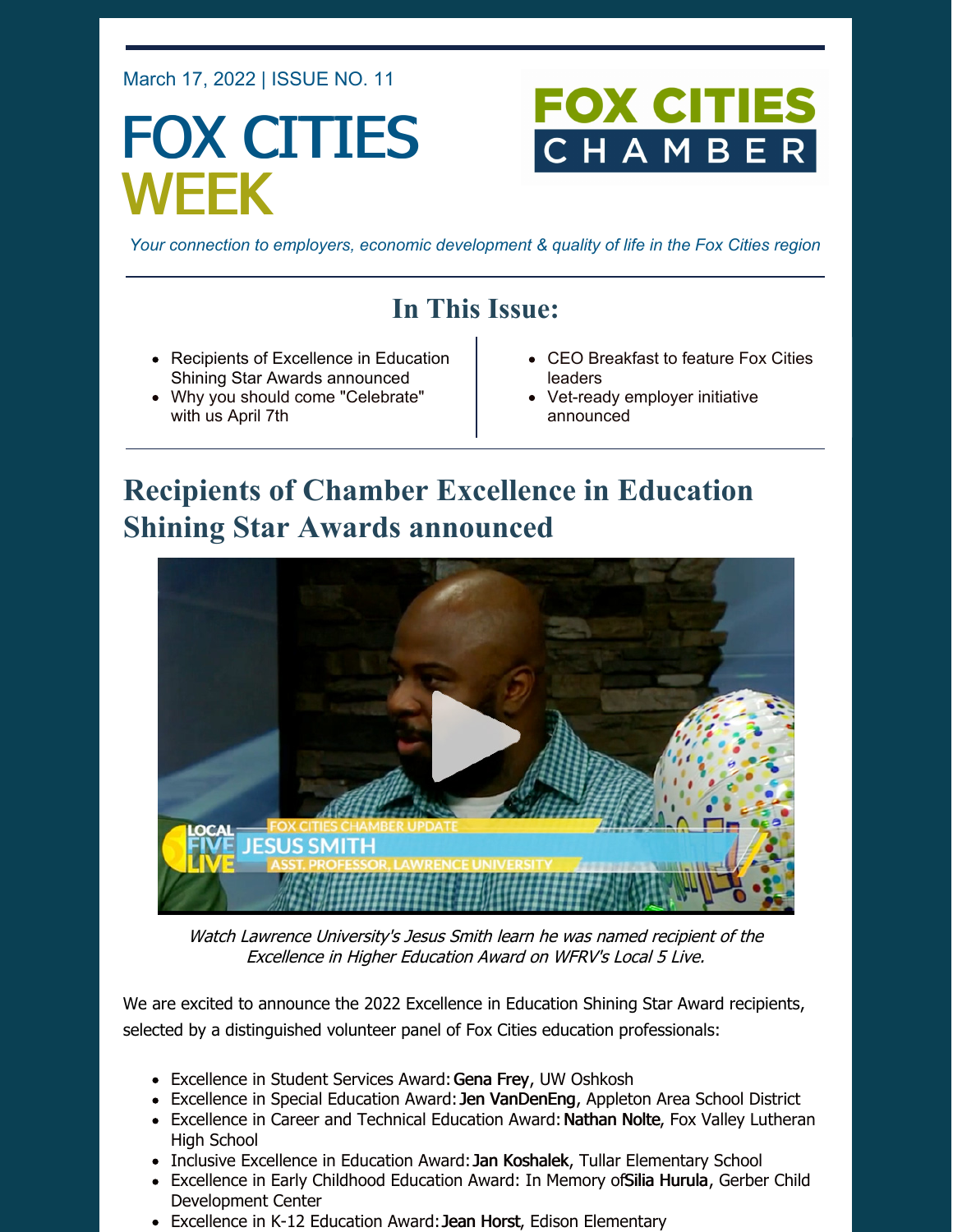March 17, 2022 | ISSUE NO. 11

# FOX CITIES WEEK

FOX CITIES CHAMBER

*Your connection to employers, economic development & quality of life in the Fox Cities region*

## In This Issue:

- Recipients of Excellence in Education Shining Star Awards announced
- Why you should come "Celebrate" with us April 7th
- CEO Breakfast to feature Fox Cities leaders
- Vet-ready employer initiative announced

## Recipients of Chamber Excellence in Education Shining Star Awards announced

*Watch Lawrence University's Jesus Smith learn he was named recipient of the Excellence in Higher Education Award on WFRV's Local 5 Live.*

We are excited to announce the 2022 Excellence in Education Shining Star Award recipients, selected by a distinguished volunteer panel of Fox Cities education professionals:

- Excellence in Student Services Award: **Gena Frey**, UW Oshkosh
- Excellence in Special Education Award: **Jen VanDenEng**, Appleton Area School District
- Excellence in Career and Technical Education Award: **Nathan Nolte**, Fox Valley Lutheran High School
- Inclusive Excellence in Education Award: **Jan Koshalek**, Tullar Elementary School
- Excellence in Early Childhood Education Award: In Memory of **Silia Hurula**, Gerber Child Development Center
- Excellence in K-12 Education Award: **Jean Horst**, Edison Elementary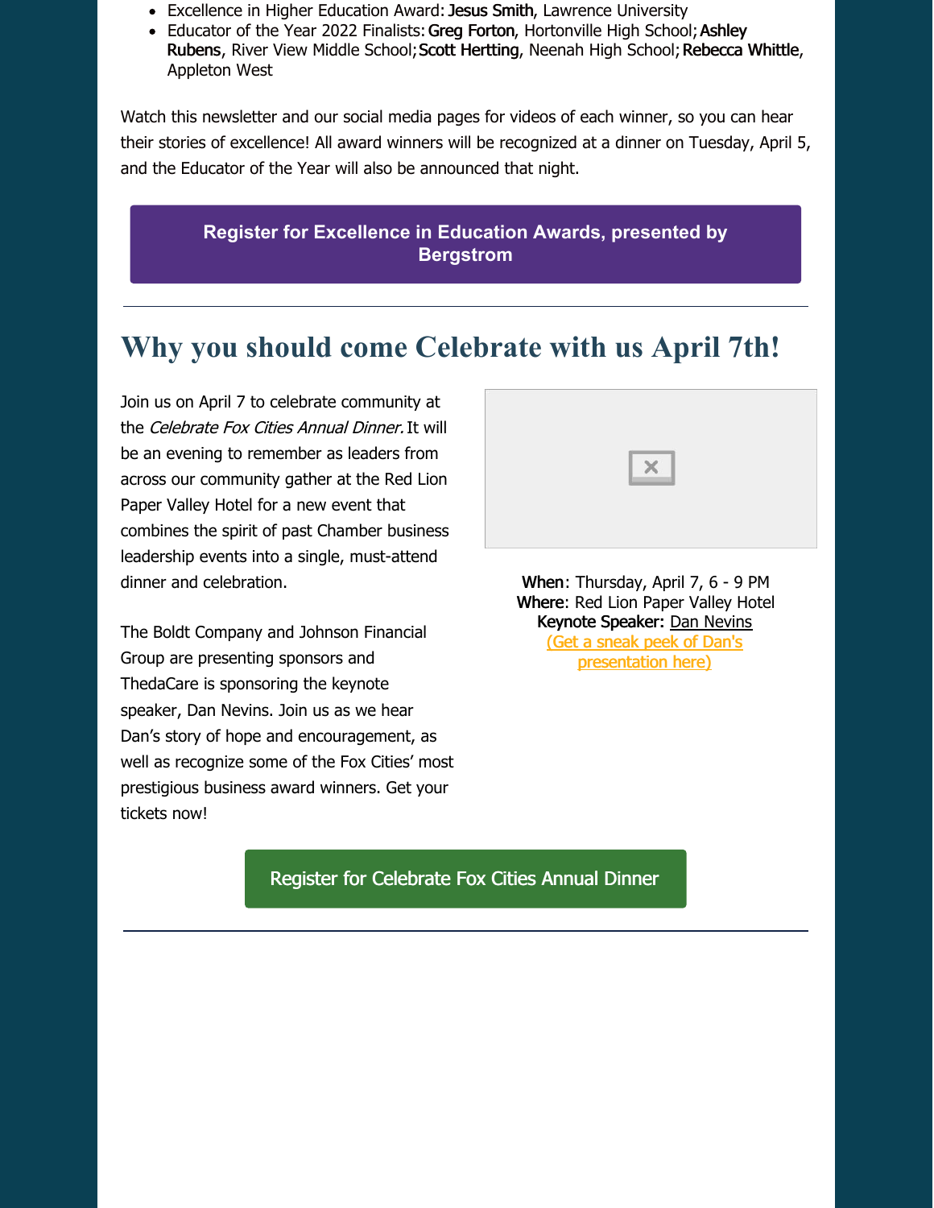- Excellence in Higher Education Award: **Jesus Smith**, Lawrence University
- Educator of the Year 2022 Finalists: **Greg Forton**, Hortonville High School; **Ashley Rubens**, River View Middle School; **Scott Hertting**, Neenah High School; **Rebecca Whittle**, Appleton West

Watch this newsletter and our social media pages for videos of each winner, so you can hear their stories of excellence! All award winners will be recognized at a dinner on Tuesday, April 5, and the Educator of the Year will also be announced that night.

**Register for Excellence in Education Awards, presented by Bergstrom**

---

## Why you should come Celebrate with us April 7th!

Join us on April 7 to celebrate community at the *Celebrate Fox Cities Annual Dinner.* It will be an evening to remember as leaders from across our community gather at the Red Lion Paper Valley Hotel for a new event that combines the spirit of past Chamber business leadership events into a single, must-attend dinner and celebration.

The Boldt Company and Johnson Financial Group are presenting sponsors and ThedaCare is sponsoring the keynote speaker, Dan Nevins. Join us as we hear Dan's story of hope and encouragement, as well as recognize some of the Fox Cities' most prestigious business award winners. Get your tickets now!

**When**: Thursday, April 7, 6 - 9 PM
**Where**: Red Lion Paper Valley Hotel
**Keynote Speaker:** Dan Nevins
(Get a sneak peek of Dan's presentation here)

Register for Celebrate Fox Cities Annual Dinner

---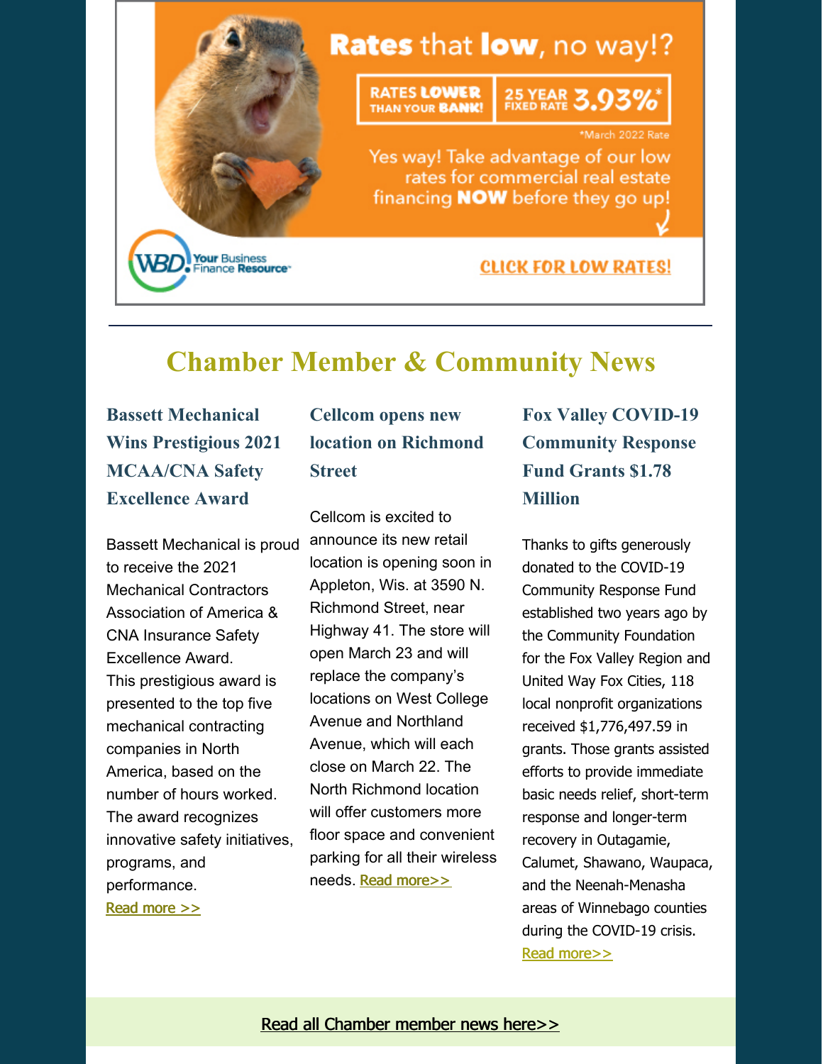Rates that **low**, no way!?

RATES **LOWER** THAN YOUR **BANK!** | 25 YEAR FIXED RATE 3.93%*

*March 2022 Rate

Yes way! Take advantage of our low rates for commercial real estate financing **NOW** before they go up!

WBD. Your Business Finance Resource™

CLICK FOR LOW RATES!

---

# Chamber Member & Community News

### Bassett Mechanical Wins Prestigious 2021 MCAA/CNA Safety Excellence Award

Bassett Mechanical is proud to receive the 2021 Mechanical Contractors Association of America & CNA Insurance Safety Excellence Award. This prestigious award is presented to the top five mechanical contracting companies in North America, based on the number of hours worked. The award recognizes innovative safety initiatives, programs, and performance.

Read more >>

### Cellcom opens new location on Richmond Street

Cellcom is excited to announce its new retail location is opening soon in Appleton, Wis. at 3590 N. Richmond Street, near Highway 41. The store will open March 23 and will replace the company's locations on West College Avenue and Northland Avenue, which will each close on March 22. The North Richmond location will offer customers more floor space and convenient parking for all their wireless needs. Read more>>

### Fox Valley COVID-19 Community Response Fund Grants $1.78 Million

Thanks to gifts generously donated to the COVID-19 Community Response Fund established two years ago by the Community Foundation for the Fox Valley Region and United Way Fox Cities, 118 local nonprofit organizations received $1,776,497.59 in grants. Those grants assisted efforts to provide immediate basic needs relief, short-term response and longer-term recovery in Outagamie, Calumet, Shawano, Waupaca, and the Neenah-Menasha areas of Winnebago counties during the COVID-19 crisis.

Read more>>

Read all Chamber member news here>>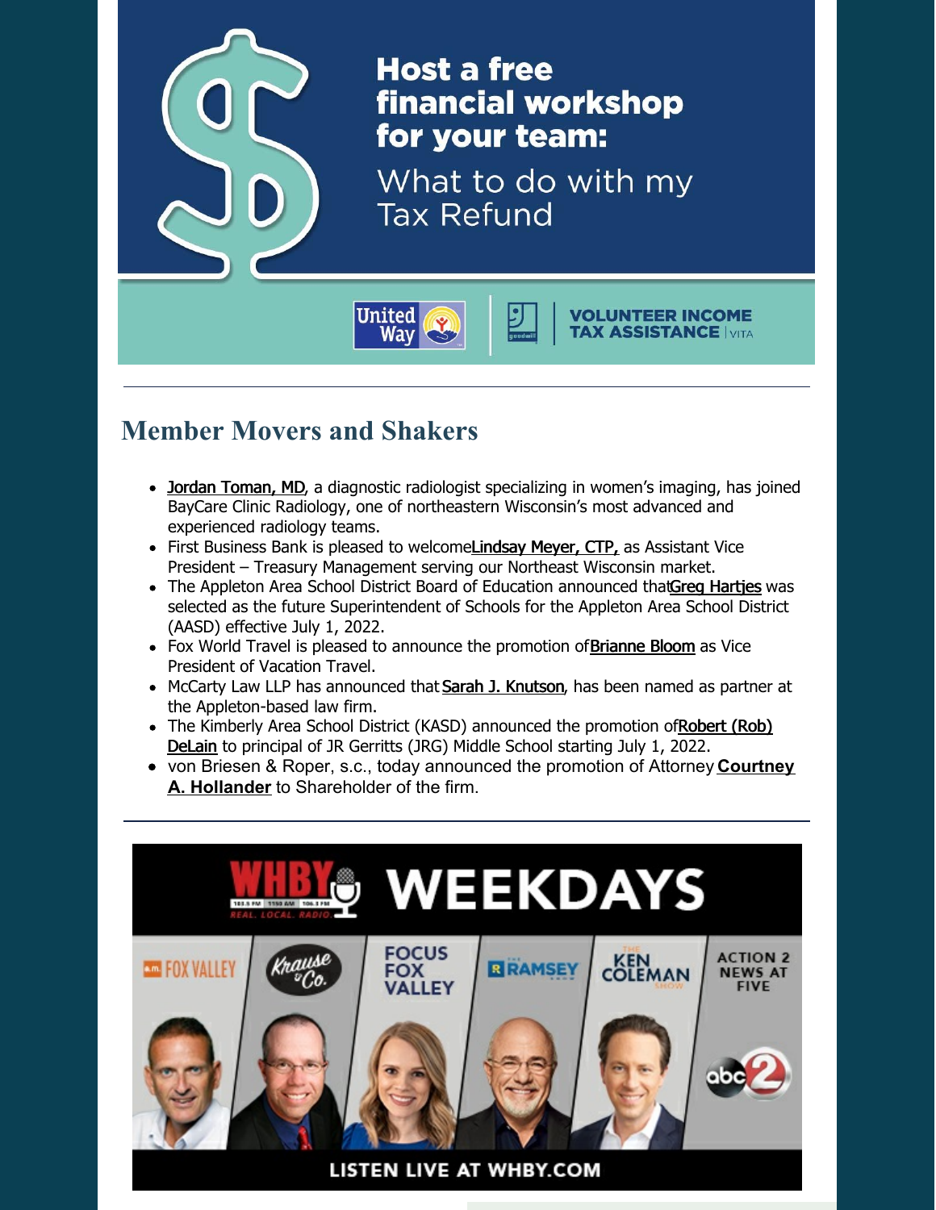**Host a free financial workshop for your team:**

What to do with my Tax Refund

United Way | goodwill | VOLUNTEER INCOME TAX ASSISTANCE | VITA

---

## Member Movers and Shakers

- Jordan Toman, MD, a diagnostic radiologist specializing in women's imaging, has joined BayCare Clinic Radiology, one of northeastern Wisconsin's most advanced and experienced radiology teams.
- First Business Bank is pleased to welcome Lindsay Meyer, CTP, as Assistant Vice President – Treasury Management serving our Northeast Wisconsin market.
- The Appleton Area School District Board of Education announced that Greg Hartjes was selected as the future Superintendent of Schools for the Appleton Area School District (AASD) effective July 1, 2022.
- Fox World Travel is pleased to announce the promotion of Brianne Bloom as Vice President of Vacation Travel.
- McCarty Law LLP has announced that Sarah J. Knutson, has been named as partner at the Appleton-based law firm.
- The Kimberly Area School District (KASD) announced the promotion of Robert (Rob) DeLain to principal of JR Gerritts (JRG) Middle School starting July 1, 2022.
- von Briesen & Roper, s.c., today announced the promotion of Attorney **Courtney A. Hollander** to Shareholder of the firm.

---

WHBY WEEKDAYS

FOX VALLEY | Krause & Co. | FOCUS FOX VALLEY | RAMSEY | KEN COLEMAN | ACTION 2 NEWS AT FIVE

LISTEN LIVE AT WHBY.COM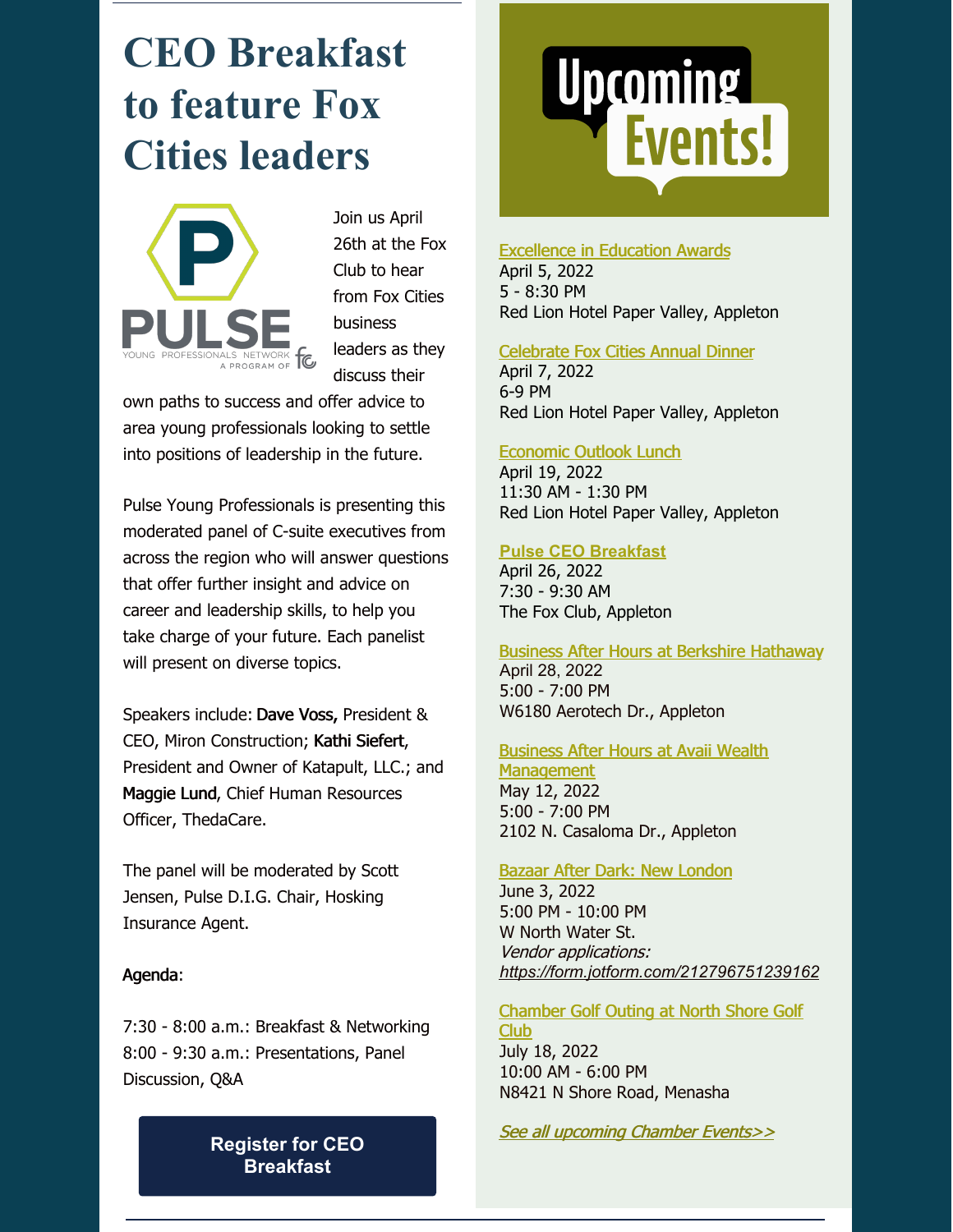# CEO Breakfast to feature Fox Cities leaders

Join us April 26th at the Fox Club to hear from Fox Cities business leaders as they discuss their own paths to success and offer advice to area young professionals looking to settle into positions of leadership in the future.

Pulse Young Professionals is presenting this moderated panel of C-suite executives from across the region who will answer questions that offer further insight and advice on career and leadership skills, to help you take charge of your future. Each panelist will present on diverse topics.

Speakers include: **Dave Voss,** President & CEO, Miron Construction; **Kathi Siefert**, President and Owner of Katapult, LLC.; and **Maggie Lund**, Chief Human Resources Officer, ThedaCare.

The panel will be moderated by Scott Jensen, Pulse D.I.G. Chair, Hosking Insurance Agent.

Agenda:

7:30 - 8:00 a.m.: Breakfast & Networking
8:00 - 9:30 a.m.: Presentations, Panel Discussion, Q&A

**Register for CEO Breakfast**

## Upcoming Events!

Excellence in Education Awards
April 5, 2022
5 - 8:30 PM
Red Lion Hotel Paper Valley, Appleton

Celebrate Fox Cities Annual Dinner
April 7, 2022
6-9 PM
Red Lion Hotel Paper Valley, Appleton

Economic Outlook Lunch
April 19, 2022
11:30 AM - 1:30 PM
Red Lion Hotel Paper Valley, Appleton

**Pulse CEO Breakfast**
April 26, 2022
7:30 - 9:30 AM
The Fox Club, Appleton

Business After Hours at Berkshire Hathaway
April 28, 2022
5:00 - 7:00 PM
W6180 Aerotech Dr., Appleton

Business After Hours at Avaii Wealth Management
May 12, 2022
5:00 - 7:00 PM
2102 N. Casaloma Dr., Appleton

Bazaar After Dark: New London
June 3, 2022
5:00 PM - 10:00 PM
W North Water St.
*Vendor applications: https://form.jotform.com/212796751239162*

Chamber Golf Outing at North Shore Golf Club
July 18, 2022
10:00 AM - 6:00 PM
N8421 N Shore Road, Menasha

*See all upcoming Chamber Events>>*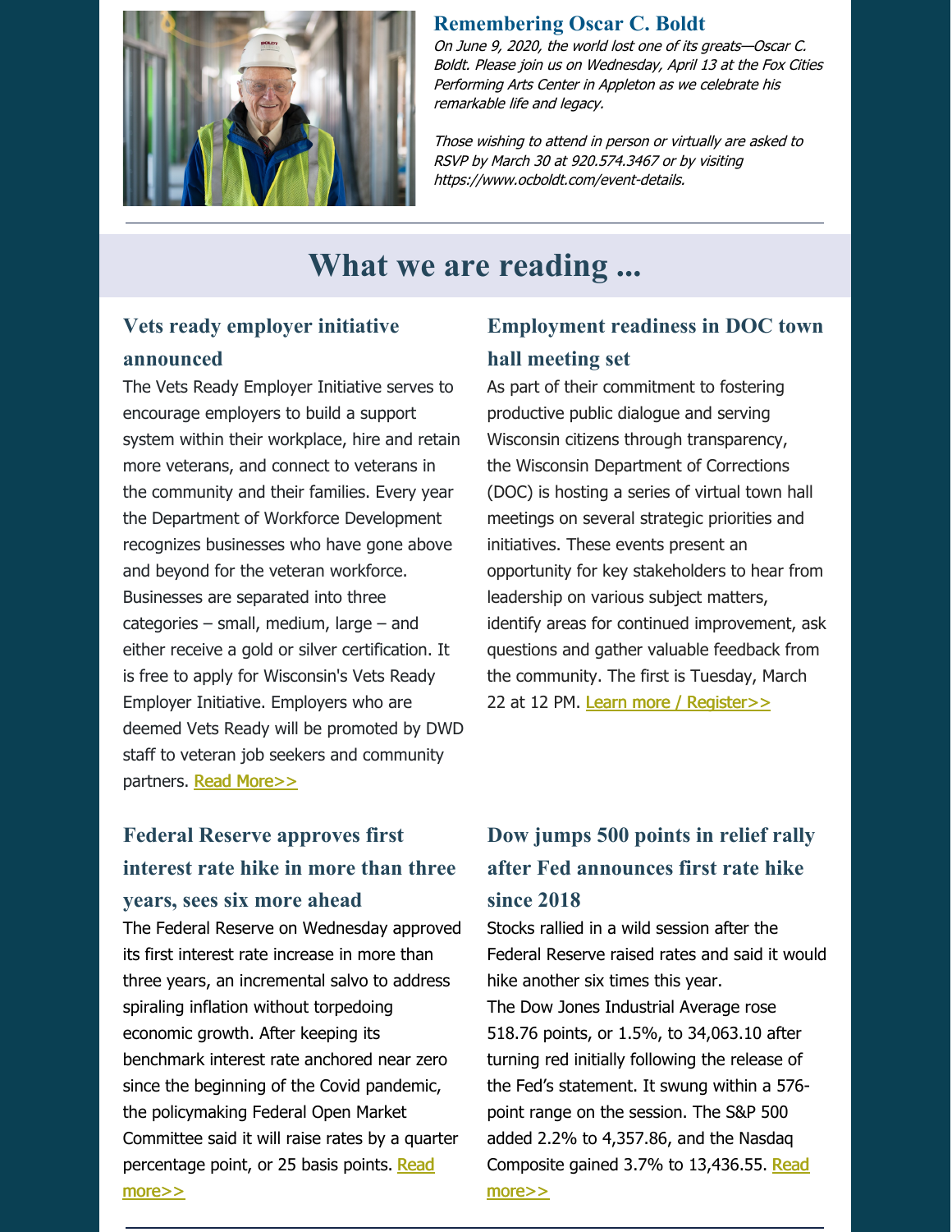## Remembering Oscar C. Boldt

*On June 9, 2020, the world lost one of its greats—Oscar C. Boldt. Please join us on Wednesday, April 13 at the Fox Cities Performing Arts Center in Appleton as we celebrate his remarkable life and legacy.*

*Those wishing to attend in person or virtually are asked to RSVP by March 30 at 920.574.3467 or by visiting https://www.ocboldt.com/event-details.*

---

# What we are reading ...

### Vets ready employer initiative announced

The Vets Ready Employer Initiative serves to encourage employers to build a support system within their workplace, hire and retain more veterans, and connect to veterans in the community and their families. Every year the Department of Workforce Development recognizes businesses who have gone above and beyond for the veteran workforce. Businesses are separated into three categories – small, medium, large – and either receive a gold or silver certification. It is free to apply for Wisconsin's Vets Ready Employer Initiative. Employers who are deemed Vets Ready will be promoted by DWD staff to veteran job seekers and community partners. Read More>>

### Employment readiness in DOC town hall meeting set

As part of their commitment to fostering productive public dialogue and serving Wisconsin citizens through transparency, the Wisconsin Department of Corrections (DOC) is hosting a series of virtual town hall meetings on several strategic priorities and initiatives. These events present an opportunity for key stakeholders to hear from leadership on various subject matters, identify areas for continued improvement, ask questions and gather valuable feedback from the community. The first is Tuesday, March 22 at 12 PM. Learn more / Register>>

### Federal Reserve approves first interest rate hike in more than three years, sees six more ahead

The Federal Reserve on Wednesday approved its first interest rate increase in more than three years, an incremental salvo to address spiraling inflation without torpedoing economic growth. After keeping its benchmark interest rate anchored near zero since the beginning of the Covid pandemic, the policymaking Federal Open Market Committee said it will raise rates by a quarter percentage point, or 25 basis points. Read more>>

### Dow jumps 500 points in relief rally after Fed announces first rate hike since 2018

Stocks rallied in a wild session after the Federal Reserve raised rates and said it would hike another six times this year.
The Dow Jones Industrial Average rose 518.76 points, or 1.5%, to 34,063.10 after turning red initially following the release of the Fed's statement. It swung within a 576-point range on the session. The S&P 500 added 2.2% to 4,357.86, and the Nasdaq Composite gained 3.7% to 13,436.55. Read more>>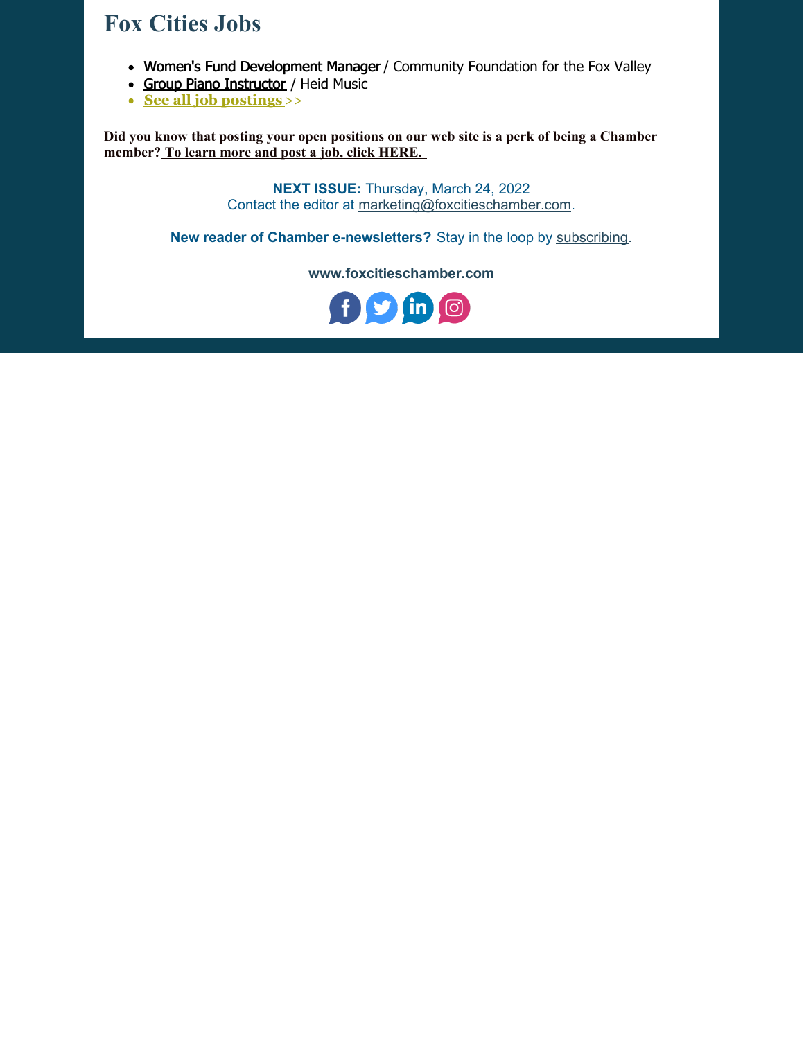# Fox Cities Jobs

- Women's Fund Development Manager / Community Foundation for the Fox Valley
- Group Piano Instructor / Heid Music
- **See all job postings >>**

**Did you know that posting your open positions on our web site is a perk of being a Chamber member? To learn more and post a job, click HERE.**

**NEXT ISSUE:** Thursday, March 24, 2022
Contact the editor at marketing@foxcitieschamber.com.

**New reader of Chamber e-newsletters?** Stay in the loop by subscribing.

**www.foxcitieschamber.com**